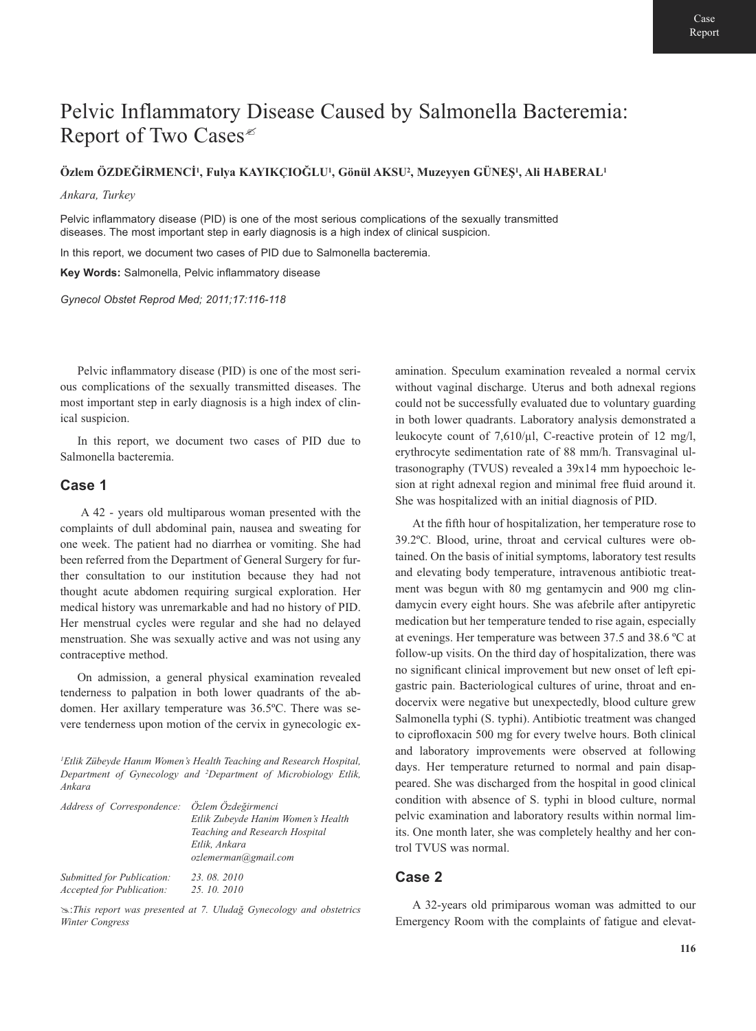Case Report

# Pelvic Inflammatory Disease Caused by Salmonella Bacteremia: Report of Two Cases

**Özlem ÖZDEĞİRMENCİ[1], Fulya KAYIKÇIOĞLU[1], Gönül AKSU[2], Muzeyyen GÜNEŞ[1], Ali HABERAL[1]**

*Ankara, Turkey*

Pelvic inflammatory disease (PID) is one of the most serious complications of the sexually transmitted diseases. The most important step in early diagnosis is a high index of clinical suspicion.

In this report, we document two cases of PID due to Salmonella bacteremia.

**Key Words:** Salmonella, Pelvic inflammatory disease

*Gynecol Obstet Reprod Med; 2011;17:116-118*

Pelvic inflammatory disease (PID) is one of the most serious complications of the sexually transmitted diseases. The most important step in early diagnosis is a high index of clinical suspicion.

In this report, we document two cases of PID due to Salmonella bacteremia.

## Case 1

A 42 - years old multiparous woman presented with the complaints of dull abdominal pain, nausea and sweating for one week. The patient had no diarrhea or vomiting. She had been referred from the Department of General Surgery for further consultation to our institution because they had not thought acute abdomen requiring surgical exploration. Her medical history was unremarkable and had no history of PID. Her menstrual cycles were regular and she had no delayed menstruation. She was sexually active and was not using any contraceptive method.

On admission, a general physical examination revealed tenderness to palpation in both lower quadrants of the abdomen. Her axillary temperature was 36.5ºC. There was severe tenderness upon motion of the cervix in gynecologic examination. Speculum examination revealed a normal cervix without vaginal discharge. Uterus and both adnexal regions could not be successfully evaluated due to voluntary guarding in both lower quadrants. Laboratory analysis demonstrated a leukocyte count of 7,610/μl, C-reactive protein of 12 mg/l, erythrocyte sedimentation rate of 88 mm/h. Transvaginal ultrasonography (TVUS) revealed a 39x14 mm hypoechoic lesion at right adnexal region and minimal free fluid around it. She was hospitalized with an initial diagnosis of PID.

At the fifth hour of hospitalization, her temperature rose to 39.2ºC. Blood, urine, throat and cervical cultures were obtained. On the basis of initial symptoms, laboratory test results and elevating body temperature, intravenous antibiotic treatment was begun with 80 mg gentamycin and 900 mg clindamycin every eight hours. She was afebrile after antipyretic medication but her temperature tended to rise again, especially at evenings. Her temperature was between 37.5 and 38.6 ºC at follow-up visits. On the third day of hospitalization, there was no significant clinical improvement but new onset of left epigastric pain. Bacteriological cultures of urine, throat and endocervix were negative but unexpectedly, blood culture grew Salmonella typhi (S. typhi). Antibiotic treatment was changed to ciprofloxacin 500 mg for every twelve hours. Both clinical and laboratory improvements were observed at following days. Her temperature returned to normal and pain disappeared. She was discharged from the hospital in good clinical condition with absence of S. typhi in blood culture, normal pelvic examination and laboratory results within normal limits. One month later, she was completely healthy and her control TVUS was normal.

## Case 2

A 32-years old primiparous woman was admitted to our Emergency Room with the complaints of fatigue and elevat-

*[1]Etlik Zübeyde Hanım Women's Health Teaching and Research Hospital, Department of Gynecology and [2]Department of Microbiology Etlik, Ankara*

*Address of Correspondence:* *Özlem Özdeğirmenci, Etlik Zubeyde Hanim Women's Health Teaching and Research Hospital, Etlik, Ankara, ozlemerman@gmail.com*

*Submitted for Publication: 23. 08. 2010*
*Accepted for Publication: 25. 10. 2010*

*This report was presented at 7. Uludağ Gynecology and obstetrics Winter Congress*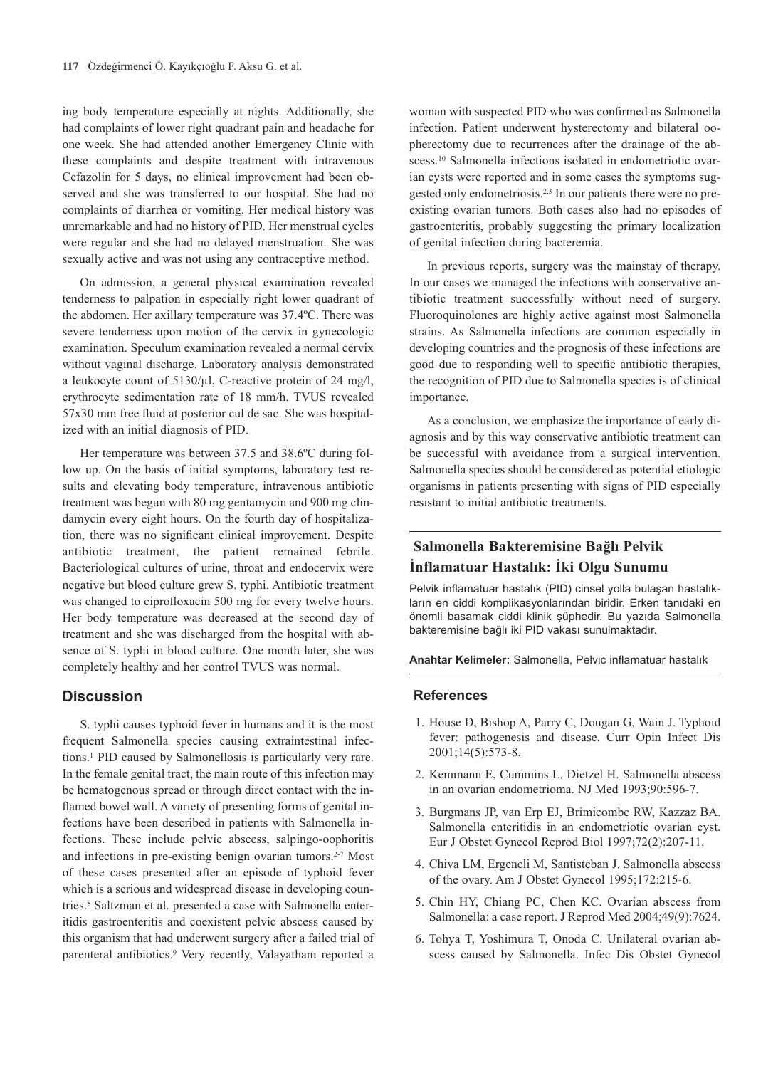ing body temperature especially at nights. Additionally, she had complaints of lower right quadrant pain and headache for one week. She had attended another Emergency Clinic with these complaints and despite treatment with intravenous Cefazolin for 5 days, no clinical improvement had been observed and she was transferred to our hospital. She had no complaints of diarrhea or vomiting. Her medical history was unremarkable and had no history of PID. Her menstrual cycles were regular and she had no delayed menstruation. She was sexually active and was not using any contraceptive method.

On admission, a general physical examination revealed tenderness to palpation in especially right lower quadrant of the abdomen. Her axillary temperature was 37.4ºC. There was severe tenderness upon motion of the cervix in gynecologic examination. Speculum examination revealed a normal cervix without vaginal discharge. Laboratory analysis demonstrated a leukocyte count of 5130/µl, C-reactive protein of 24 mg/l, erythrocyte sedimentation rate of 18 mm/h. TVUS revealed 57x30 mm free fluid at posterior cul de sac. She was hospitalized with an initial diagnosis of PID.

Her temperature was between 37.5 and 38.6ºC during follow up. On the basis of initial symptoms, laboratory test results and elevating body temperature, intravenous antibiotic treatment was begun with 80 mg gentamycin and 900 mg clindamycin every eight hours. On the fourth day of hospitalization, there was no significant clinical improvement. Despite antibiotic treatment, the patient remained febrile. Bacteriological cultures of urine, throat and endocervix were negative but blood culture grew S. typhi. Antibiotic treatment was changed to ciprofloxacin 500 mg for every twelve hours. Her body temperature was decreased at the second day of treatment and she was discharged from the hospital with absence of S. typhi in blood culture. One month later, she was completely healthy and her control TVUS was normal.

## Discussion

S. typhi causes typhoid fever in humans and it is the most frequent Salmonella species causing extraintestinal infections.[1] PID caused by Salmonellosis is particularly very rare. In the female genital tract, the main route of this infection may be hematogenous spread or through direct contact with the inflamed bowel wall. A variety of presenting forms of genital infections have been described in patients with Salmonella infections. These include pelvic abscess, salpingo-oophoritis and infections in pre-existing benign ovarian tumors.[2-7] Most of these cases presented after an episode of typhoid fever which is a serious and widespread disease in developing countries.[8] Saltzman et al. presented a case with Salmonella enteritidis gastroenteritis and coexistent pelvic abscess caused by this organism that had underwent surgery after a failed trial of parenteral antibiotics.[9] Very recently, Valayatham reported a woman with suspected PID who was confirmed as Salmonella infection. Patient underwent hysterectomy and bilateral oopherectomy due to recurrences after the drainage of the abscess.[10] Salmonella infections isolated in endometriotic ovarian cysts were reported and in some cases the symptoms suggested only endometriosis.[2,3] In our patients there were no preexisting ovarian tumors. Both cases also had no episodes of gastroenteritis, probably suggesting the primary localization of genital infection during bacteremia.

In previous reports, surgery was the mainstay of therapy. In our cases we managed the infections with conservative antibiotic treatment successfully without need of surgery. Fluoroquinolones are highly active against most Salmonella strains. As Salmonella infections are common especially in developing countries and the prognosis of these infections are good due to responding well to specific antibiotic therapies, the recognition of PID due to Salmonella species is of clinical importance.

As a conclusion, we emphasize the importance of early diagnosis and by this way conservative antibiotic treatment can be successful with avoidance from a surgical intervention. Salmonella species should be considered as potential etiologic organisms in patients presenting with signs of PID especially resistant to initial antibiotic treatments.

## Salmonella Bakteremisine Bağlı Pelvik İnflamatuar Hastalık: İki Olgu Sunumu

Pelvik inflamatuar hastalık (PID) cinsel yolla bulaşan hastalıkların en ciddi komplikasyonlarından biridir. Erken tanıdaki en önemli basamak ciddi klinik şüphedir. Bu yazıda Salmonella bakteremisine bağlı iki PID vakası sunulmaktadır.

**Anahtar Kelimeler:** Salmonella, Pelvic inflamatuar hastalık

## References

1. House D, Bishop A, Parry C, Dougan G, Wain J. Typhoid fever: pathogenesis and disease. Curr Opin Infect Dis 2001;14(5):573-8.
2. Kemmann E, Cummins L, Dietzel H. Salmonella abscess in an ovarian endometrioma. NJ Med 1993;90:596-7.
3. Burgmans JP, van Erp EJ, Brimicombe RW, Kazzaz BA. Salmonella enteritidis in an endometriotic ovarian cyst. Eur J Obstet Gynecol Reprod Biol 1997;72(2):207-11.
4. Chiva LM, Ergeneli M, Santisteban J. Salmonella abscess of the ovary. Am J Obstet Gynecol 1995;172:215-6.
5. Chin HY, Chiang PC, Chen KC. Ovarian abscess from Salmonella: a case report. J Reprod Med 2004;49(9):7624.
6. Tohya T, Yoshimura T, Onoda C. Unilateral ovarian abscess caused by Salmonella. Infec Dis Obstet Gynecol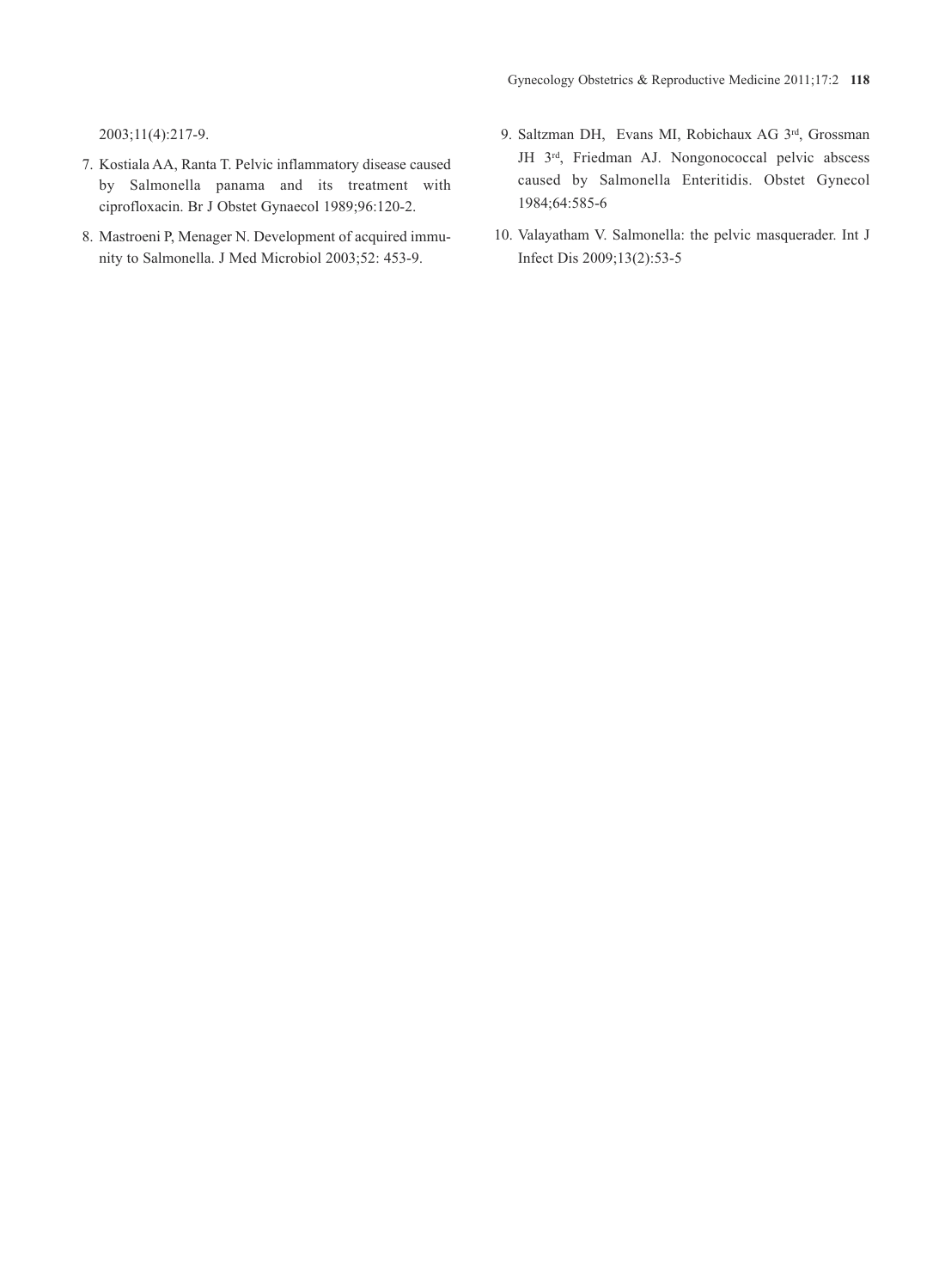2003;11(4):217-9.

7. Kostiala AA, Ranta T. Pelvic inflammatory disease caused by Salmonella panama and its treatment with ciprofloxacin. Br J Obstet Gynaecol 1989;96:120-2.
8. Mastroeni P, Menager N. Development of acquired immunity to Salmonella. J Med Microbiol 2003;52: 453-9.
9. Saltzman DH, Evans MI, Robichaux AG 3rd, Grossman JH 3rd, Friedman AJ. Nongonococcal pelvic abscess caused by Salmonella Enteritidis. Obstet Gynecol 1984;64:585-6
10. Valayatham V. Salmonella: the pelvic masquerader. Int J Infect Dis 2009;13(2):53-5